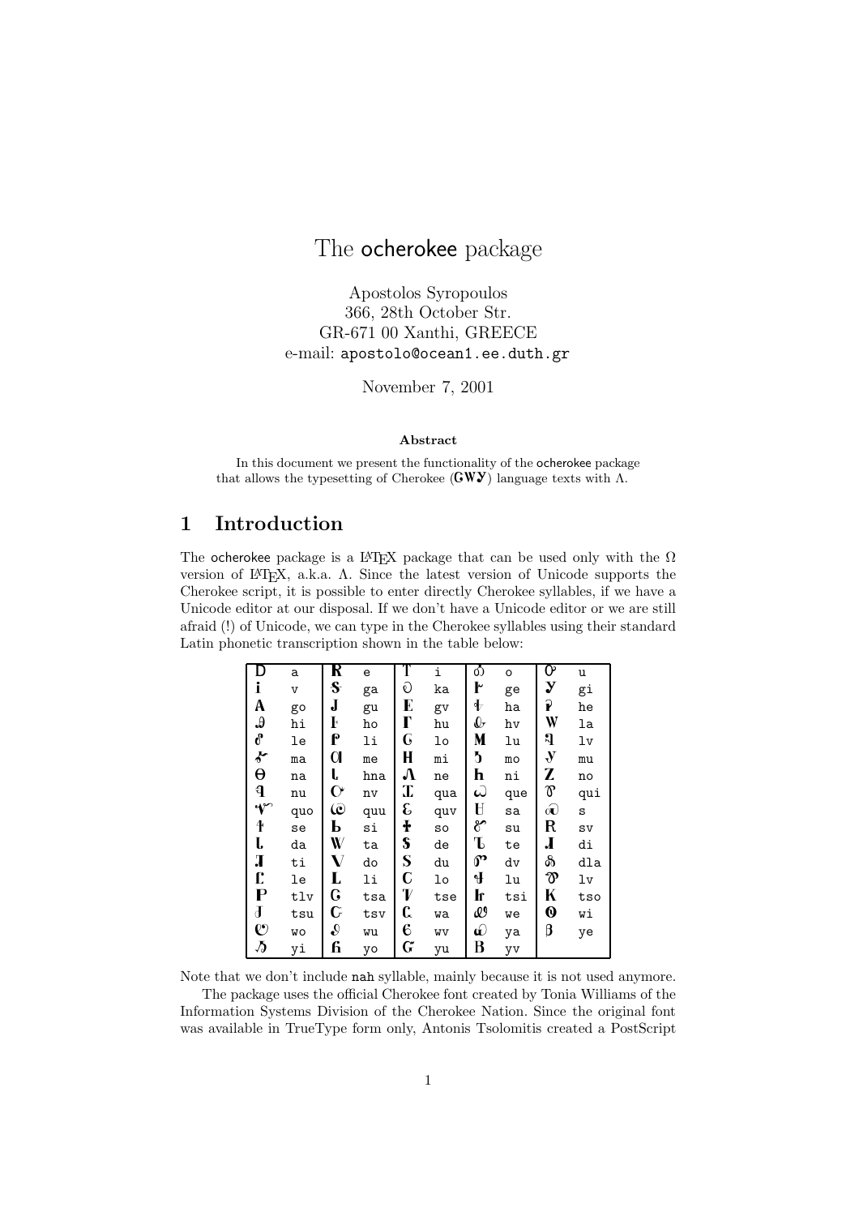# The ocherokee package

Apostolos Syropoulos
366, 28th October Str.
GR-671 00 Xanthi, GREECE
e-mail: apostolo@ocean1.ee.duth.gr

November 7, 2001

**Abstract**

In this document we present the functionality of the ocherokee package that allows the typesetting of Cherokee (ᏣᎳᎩ) language texts with Λ.

## 1 Introduction

The ocherokee package is a LaTeX package that can be used only with the Ω version of LaTeX, a.k.a. Λ. Since the latest version of Unicode supports the Cherokee script, it is possible to enter directly Cherokee syllables, if we have a Unicode editor at our disposal. If we don't have a Unicode editor or we are still afraid (!) of Unicode, we can type in the Cherokee syllables using their standard Latin phonetic transcription shown in the table below:

| | | | | | | | | | |
|---|---|---|---|---|---|---|---|---|---|
| Ꭰ | a | Ꭱ | e | Ꭲ | i | Ꭳ | o | Ꭴ | u |
| Ꭵ | v | Ꭶ | ga | Ꭷ | ka | Ꭸ | ge | Ꭹ | gi |
| Ꭺ | go | Ꭻ | gu | Ꭼ | gv | Ꭽ | ha | Ꭾ | he |
| Ꭿ | hi | Ꮀ | ho | Ꮁ | hu | Ꮂ | hv | Ꮃ | la |
| Ꮄ | le | Ꮅ | li | Ꮆ | lo | Ꮇ | lu | Ꮈ | lv |
| Ꮉ | ma | Ꮊ | me | Ꮋ | mi | Ꮌ | mo | Ꮍ | mu |
| Ꮎ | na | Ꮏ | hna | Ꮑ | ne | Ꮒ | ni | Ꮓ | no |
| Ꮔ | nu | Ꮕ | nv | Ꮖ | qua | Ꮗ | que | Ꮘ | qui |
| Ꮙ | quo | Ꮚ | quu | Ꮛ | quv | Ꮜ | sa | Ꮝ | s |
| Ꮞ | se | Ꮟ | si | Ꮠ | so | Ꮡ | su | Ꮢ | sv |
| Ꮣ | da | Ꮤ | ta | Ꮥ | de | Ꮦ | te | Ꮧ | di |
| Ꮨ | ti | Ꮩ | do | Ꮪ | du | Ꮫ | dv | Ꮬ | dla |
| Ꮭ | le | Ꮮ | li | Ꮯ | lo | Ꮰ | lu | Ꮱ | lv |
| Ꮲ | tlv | Ꮳ | tsa | Ꮴ | tse | Ꮵ | tsi | Ꮶ | tso |
| Ꮷ | tsu | Ꮸ | tsv | Ꮹ | wa | Ꮺ | we | Ꮻ | wi |
| Ꮼ | wo | Ꮽ | wu | Ꮾ | wv | Ꮿ | ya | Ᏸ | ye |
| Ᏹ | yi | Ᏺ | yo | Ᏻ | yu | Ᏼ | yv | | |

Note that we don't include nah syllable, mainly because it is not used anymore.

The package uses the official Cherokee font created by Tonia Williams of the Information Systems Division of the Cherokee Nation. Since the original font was available in TrueType form only, Antonis Tsolomitis created a PostScript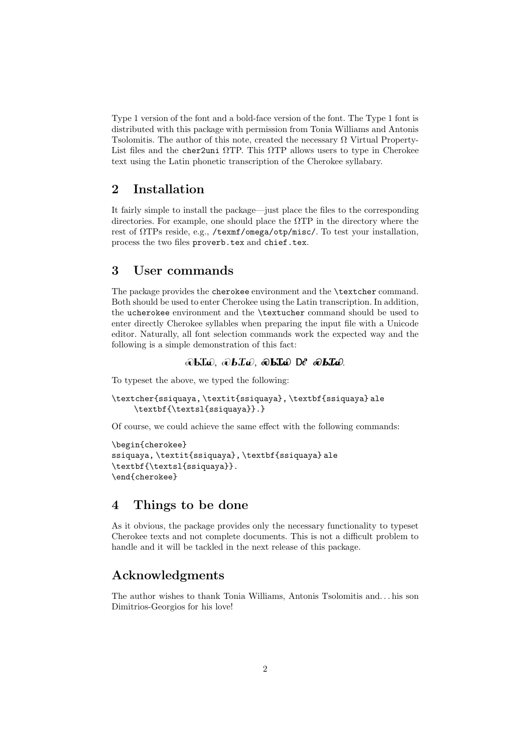Type 1 version of the font and a bold-face version of the font. The Type 1 font is distributed with this package with permission from Tonia Williams and Antonis Tsolomitis. The author of this note, created the necessary Ω Virtual Property-List files and the cher2uni ΩTP. This ΩTP allows users to type in Cherokee text using the Latin phonetic transcription of the Cherokee syllabary.

## 2 Installation

It fairly simple to install the package—just place the files to the corresponding directories. For example, one should place the ΩTP in the directory where the rest of ΩTPs reside, e.g., /texmf/omega/otp/misc/. To test your installation, process the two files proverb.tex and chief.tex.

## 3 User commands

The package provides the cherokee environment and the \textcher command. Both should be used to enter Cherokee using the Latin transcription. In addition, the ucherokee environment and the \textucher command should be used to enter directly Cherokee syllables when preparing the input file with a Unicode editor. Naturally, all font selection commands work the expected way and the following is a simple demonstration of this fact:

ᏍᏏᏆᏯ, *ᏍᏏᏆᏯ*, **ᏍᏏᏆᏯ** ᎠᎴ ***ᏍᏏᏆᏯ***.

To typeset the above, we typed the following:

```
\textcher{ssiquaya,\textit{ssiquaya},\textbf{ssiquaya} ale
     \textbf{\textsl{ssiquaya}}.}
```

Of course, we could achieve the same effect with the following commands:

```
\begin{cherokee}
ssiquaya,\textit{ssiquaya},\textbf{ssiquaya} ale
\textbf{\textsl{ssiquaya}}.
\end{cherokee}
```

## 4 Things to be done

As it obvious, the package provides only the necessary functionality to typeset Cherokee texts and not complete documents. This is not a difficult problem to handle and it will be tackled in the next release of this package.

## Acknowledgments

The author wishes to thank Tonia Williams, Antonis Tsolomitis and... his son Dimitrios-Georgios for his love!